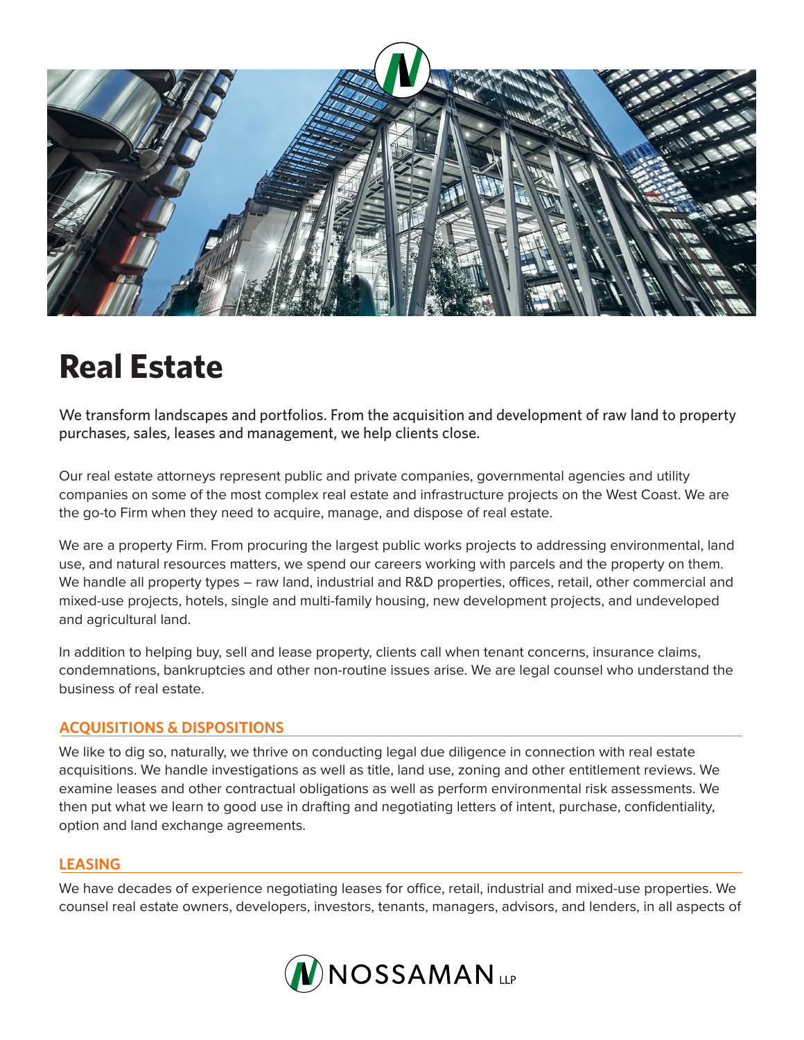# Real Estate

We transform landscapes and portfolios. From the acquisition and development of raw land to property purchases, sales, leases and management, we help clients close.

Our real estate attorneys represent public and private companies, governmental agencies and utility companies on some of the most complex real estate and infrastructure projects on the West Coast. We are the go-to Firm when they need to acquire, manage, and dispose of real estate.

We are a property Firm. From procuring the largest public works projects to addressing environmental, land use, and natural resources matters, we spend our careers working with parcels and the property on them. We handle all property types – raw land, industrial and R&D properties, offices, retail, other commercial and mixed-use projects, hotels, single and multi-family housing, new development projects, and undeveloped and agricultural land.

In addition to helping buy, sell and lease property, clients call when tenant concerns, insurance claims, condemnations, bankruptcies and other non-routine issues arise. We are legal counsel who understand the business of real estate.

## ACQUISITIONS & DISPOSITIONS

We like to dig so, naturally, we thrive on conducting legal due diligence in connection with real estate acquisitions. We handle investigations as well as title, land use, zoning and other entitlement reviews. We examine leases and other contractual obligations as well as perform environmental risk assessments. We then put what we learn to good use in drafting and negotiating letters of intent, purchase, confidentiality, option and land exchange agreements.

## LEASING

We have decades of experience negotiating leases for office, retail, industrial and mixed-use properties. We counsel real estate owners, developers, investors, tenants, managers, advisors, and lenders, in all aspects of

NOSSAMAN LLP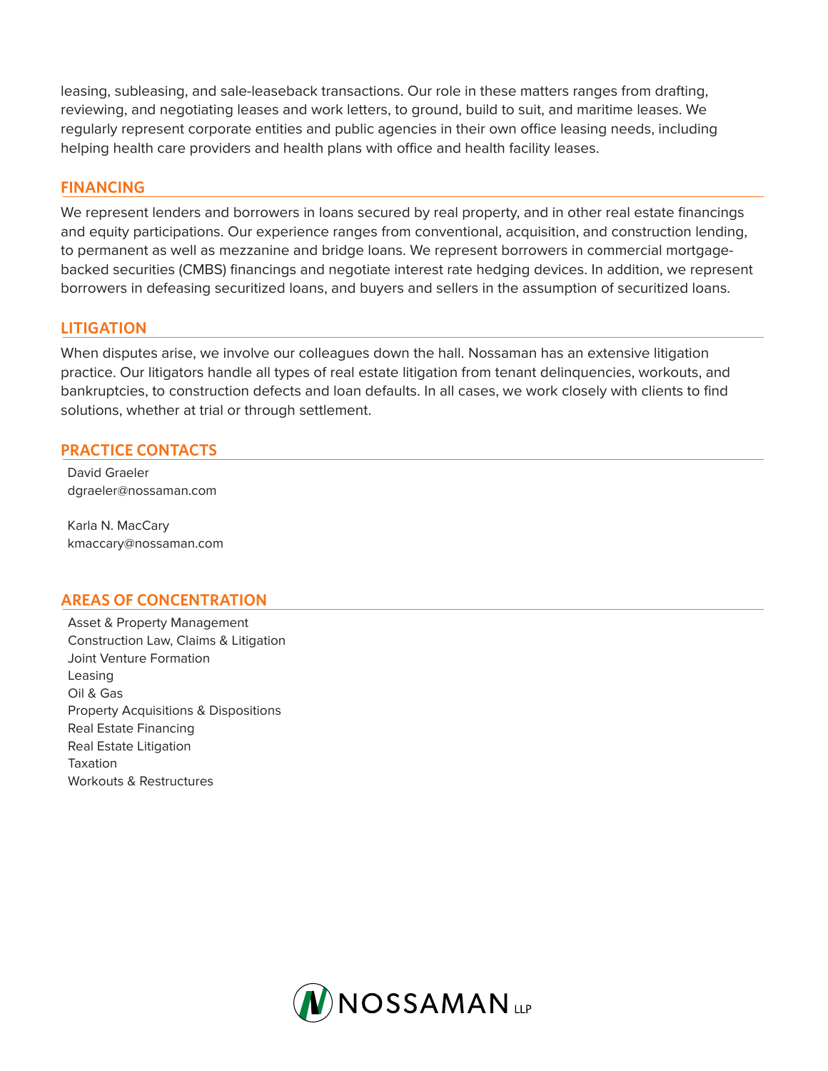leasing, subleasing, and sale-leaseback transactions. Our role in these matters ranges from drafting, reviewing, and negotiating leases and work letters, to ground, build to suit, and maritime leases. We regularly represent corporate entities and public agencies in their own office leasing needs, including helping health care providers and health plans with office and health facility leases.

## FINANCING

We represent lenders and borrowers in loans secured by real property, and in other real estate financings and equity participations. Our experience ranges from conventional, acquisition, and construction lending, to permanent as well as mezzanine and bridge loans. We represent borrowers in commercial mortgage-backed securities (CMBS) financings and negotiate interest rate hedging devices. In addition, we represent borrowers in defeasing securitized loans, and buyers and sellers in the assumption of securitized loans.

## LITIGATION

When disputes arise, we involve our colleagues down the hall. Nossaman has an extensive litigation practice. Our litigators handle all types of real estate litigation from tenant delinquencies, workouts, and bankruptcies, to construction defects and loan defaults. In all cases, we work closely with clients to find solutions, whether at trial or through settlement.

## PRACTICE CONTACTS

David Graeler
dgraeler@nossaman.com

Karla N. MacCary
kmaccary@nossaman.com

## AREAS OF CONCENTRATION

- Asset & Property Management
- Construction Law, Claims & Litigation
- Joint Venture Formation
- Leasing
- Oil & Gas
- Property Acquisitions & Dispositions
- Real Estate Financing
- Real Estate Litigation
- Taxation
- Workouts & Restructures

NOSSAMAN LLP